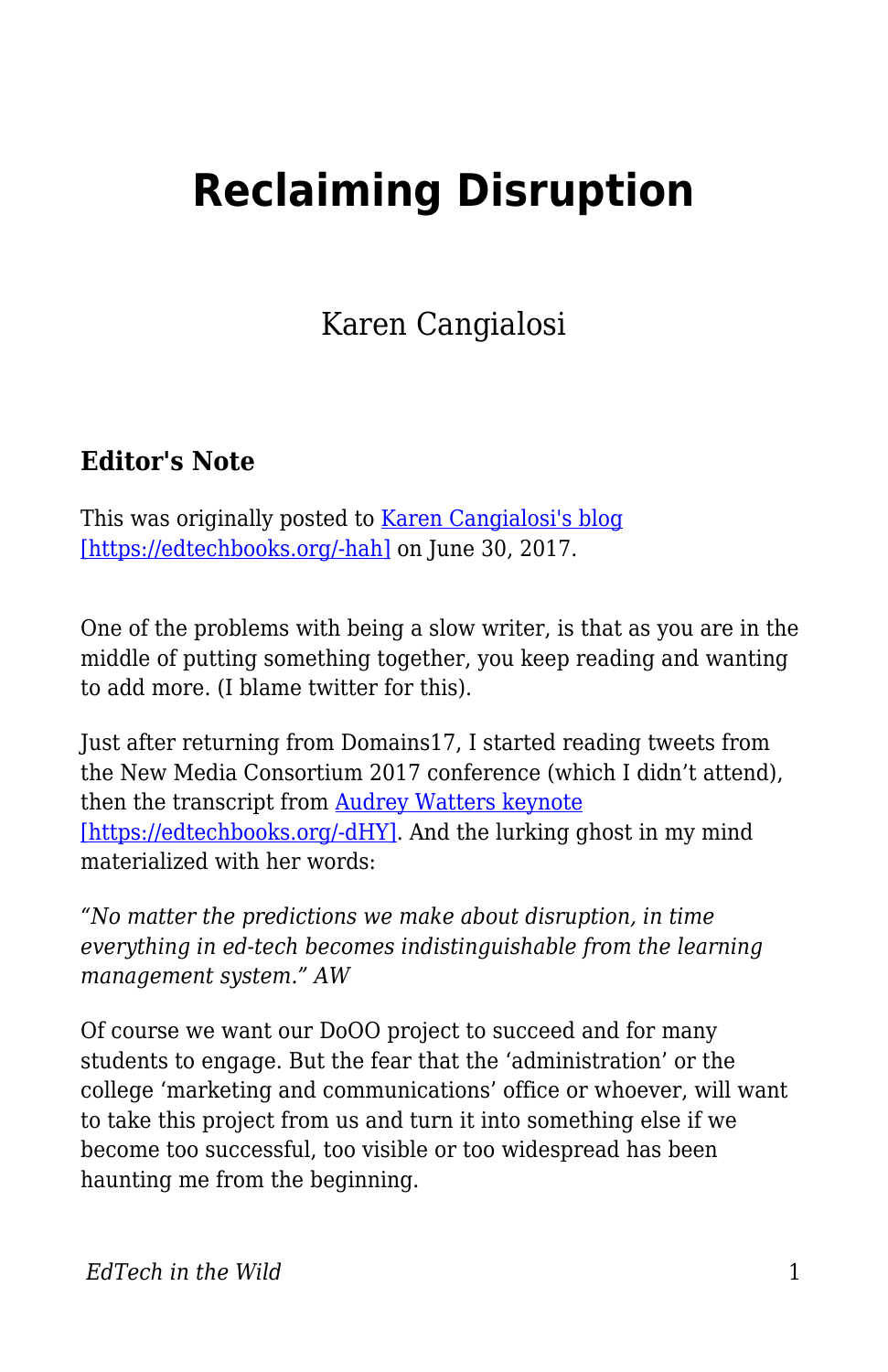# Reclaiming Disruption

Karen Cangialosi

### Editor's Note

This was originally posted to Karen Cangialosi's blog [https://edtechbooks.org/-hah] on June 30, 2017.

One of the problems with being a slow writer, is that as you are in the middle of putting something together, you keep reading and wanting to add more. (I blame twitter for this).

Just after returning from Domains17, I started reading tweets from the New Media Consortium 2017 conference (which I didn't attend), then the transcript from Audrey Watters keynote [https://edtechbooks.org/-dHY]. And the lurking ghost in my mind materialized with her words:

*"No matter the predictions we make about disruption, in time everything in ed-tech becomes indistinguishable from the learning management system." AW*

Of course we want our DoOO project to succeed and for many students to engage. But the fear that the 'administration' or the college 'marketing and communications' office or whoever, will want to take this project from us and turn it into something else if we become too successful, too visible or too widespread has been haunting me from the beginning.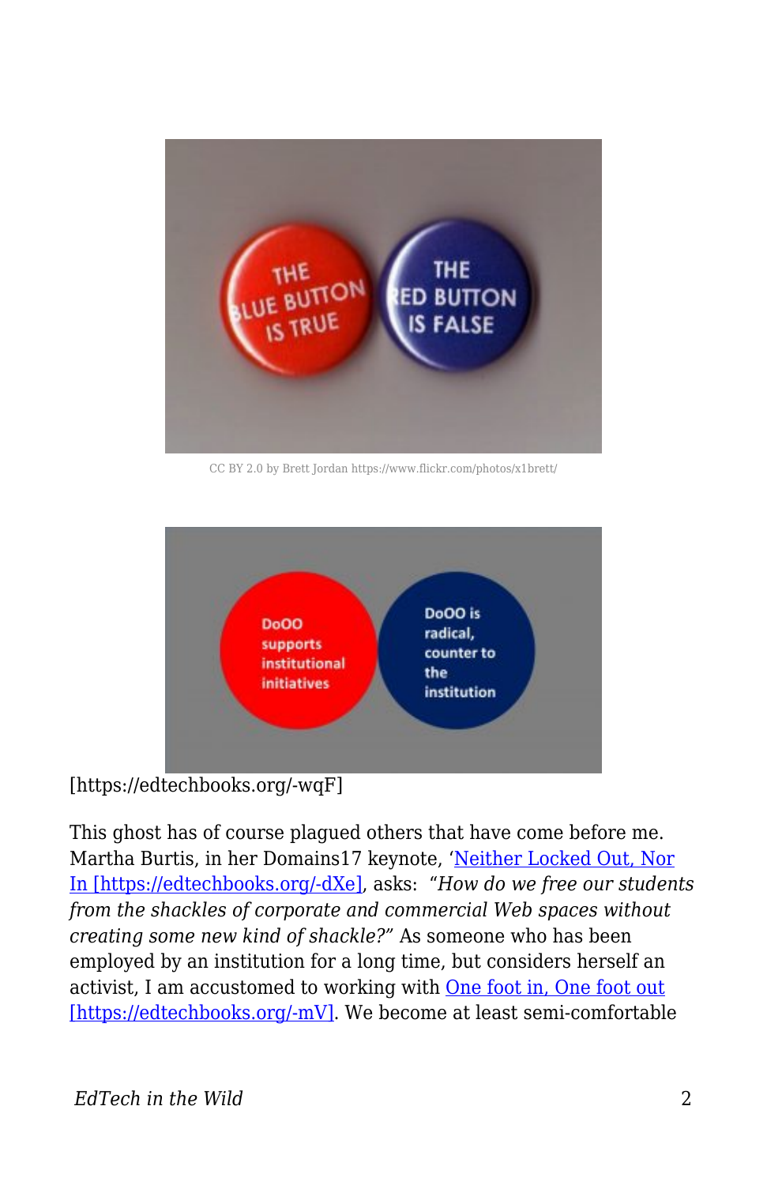CC BY 2.0 by Brett Jordan https://www.flickr.com/photos/x1brett/

[https://edtechbooks.org/-wqF]

This ghost has of course plagued others that have come before me. Martha Burtis, in her Domains17 keynote, '[Neither Locked Out, Nor In [https://edtechbooks.org/-dXe]](https://edtechbooks.org/-dXe), asks: *"How do we free our students from the shackles of corporate and commercial Web spaces without creating some new kind of shackle?"* As someone who has been employed by an institution for a long time, but considers herself an activist, I am accustomed to working with [One foot in, One foot out [https://edtechbooks.org/-mV]](https://edtechbooks.org/-mV). We become at least semi-comfortable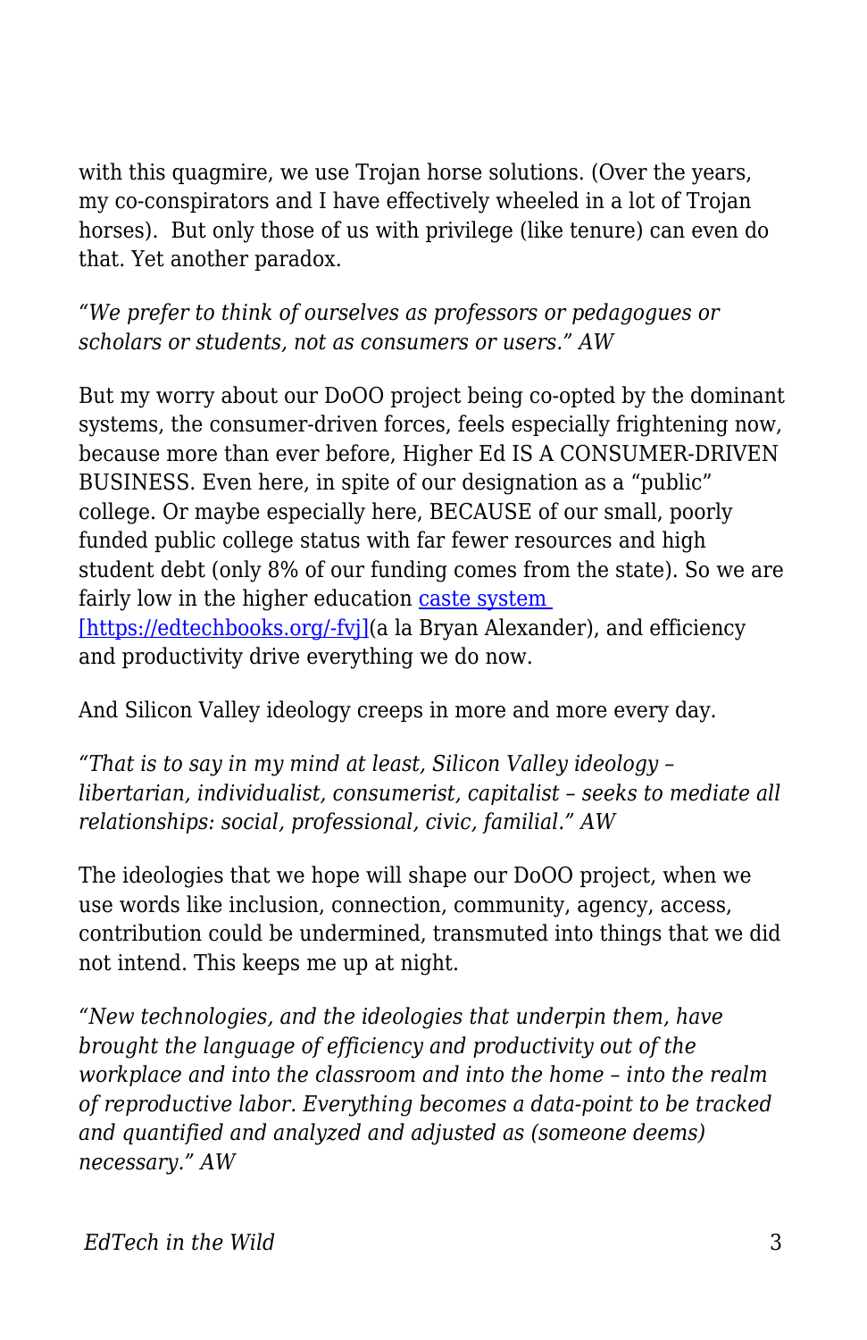with this quagmire, we use Trojan horse solutions. (Over the years, my co-conspirators and I have effectively wheeled in a lot of Trojan horses). But only those of us with privilege (like tenure) can even do that. Yet another paradox.

*“We prefer to think of ourselves as professors or pedagogues or scholars or students, not as consumers or users.” AW*

But my worry about our DoOO project being co-opted by the dominant systems, the consumer-driven forces, feels especially frightening now, because more than ever before, Higher Ed IS A CONSUMER-DRIVEN BUSINESS. Even here, in spite of our designation as a “public” college. Or maybe especially here, BECAUSE of our small, poorly funded public college status with far fewer resources and high student debt (only 8% of our funding comes from the state). So we are fairly low in the higher education [caste system [https://edtechbooks.org/-fvj]](https://edtechbooks.org/-fvj)(a la Bryan Alexander), and efficiency and productivity drive everything we do now.

And Silicon Valley ideology creeps in more and more every day.

*“That is to say in my mind at least, Silicon Valley ideology – libertarian, individualist, consumerist, capitalist – seeks to mediate all relationships: social, professional, civic, familial.” AW*

The ideologies that we hope will shape our DoOO project, when we use words like inclusion, connection, community, agency, access, contribution could be undermined, transmuted into things that we did not intend. This keeps me up at night.

*“New technologies, and the ideologies that underpin them, have brought the language of efficiency and productivity out of the workplace and into the classroom and into the home – into the realm of reproductive labor. Everything becomes a data-point to be tracked and quantified and analyzed and adjusted as (someone deems) necessary.” AW*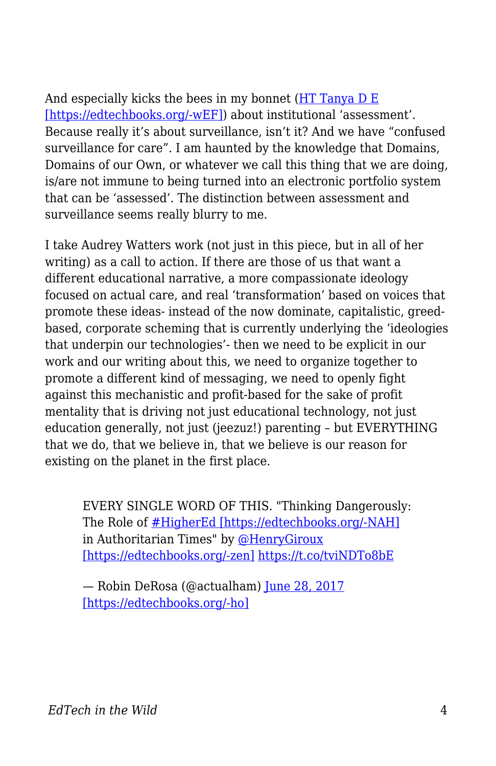And especially kicks the bees in my bonnet (HT Tanya D E [https://edtechbooks.org/-wEF]) about institutional 'assessment'. Because really it's about surveillance, isn't it? And we have "confused surveillance for care". I am haunted by the knowledge that Domains, Domains of our Own, or whatever we call this thing that we are doing, is/are not immune to being turned into an electronic portfolio system that can be 'assessed'. The distinction between assessment and surveillance seems really blurry to me.

I take Audrey Watters work (not just in this piece, but in all of her writing) as a call to action. If there are those of us that want a different educational narrative, a more compassionate ideology focused on actual care, and real 'transformation' based on voices that promote these ideas- instead of the now dominate, capitalistic, greed-based, corporate scheming that is currently underlying the 'ideologies that underpin our technologies'- then we need to be explicit in our work and our writing about this, we need to organize together to promote a different kind of messaging, we need to openly fight against this mechanistic and profit-based for the sake of profit mentality that is driving not just educational technology, not just education generally, not just (jeezuz!) parenting – but EVERYTHING that we do, that we believe in, that we believe is our reason for existing on the planet in the first place.

> EVERY SINGLE WORD OF THIS. "Thinking Dangerously: The Role of #HigherEd [https://edtechbooks.org/-NAH] in Authoritarian Times" by @HenryGiroux [https://edtechbooks.org/-zen] https://t.co/tviNDTo8bE
>
> — Robin DeRosa (@actualham) June 28, 2017 [https://edtechbooks.org/-ho]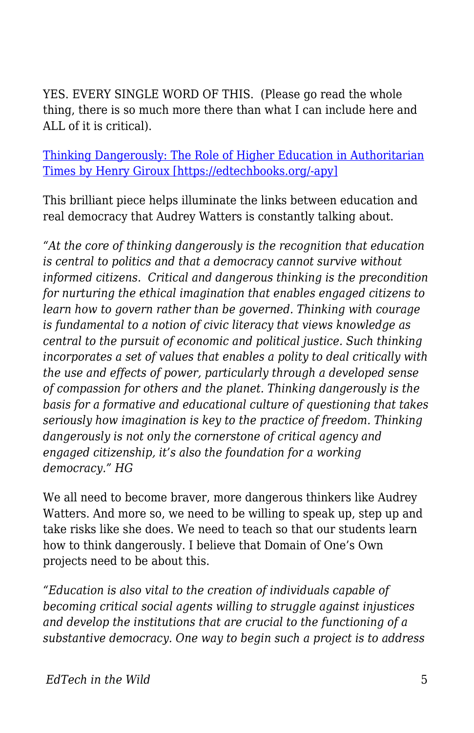YES. EVERY SINGLE WORD OF THIS. (Please go read the whole thing, there is so much more there than what I can include here and ALL of it is critical).

[Thinking Dangerously: The Role of Higher Education in Authoritarian Times by Henry Giroux [https://edtechbooks.org/-apy]](https://edtechbooks.org/-apy)

This brilliant piece helps illuminate the links between education and real democracy that Audrey Watters is constantly talking about.

*"At the core of thinking dangerously is the recognition that education is central to politics and that a democracy cannot survive without informed citizens. Critical and dangerous thinking is the precondition for nurturing the ethical imagination that enables engaged citizens to learn how to govern rather than be governed. Thinking with courage is fundamental to a notion of civic literacy that views knowledge as central to the pursuit of economic and political justice. Such thinking incorporates a set of values that enables a polity to deal critically with the use and effects of power, particularly through a developed sense of compassion for others and the planet. Thinking dangerously is the basis for a formative and educational culture of questioning that takes seriously how imagination is key to the practice of freedom. Thinking dangerously is not only the cornerstone of critical agency and engaged citizenship, it's also the foundation for a working democracy." HG*

We all need to become braver, more dangerous thinkers like Audrey Watters. And more so, we need to be willing to speak up, step up and take risks like she does. We need to teach so that our students learn how to think dangerously. I believe that Domain of One's Own projects need to be about this.

*"Education is also vital to the creation of individuals capable of becoming critical social agents willing to struggle against injustices and develop the institutions that are crucial to the functioning of a substantive democracy. One way to begin such a project is to address*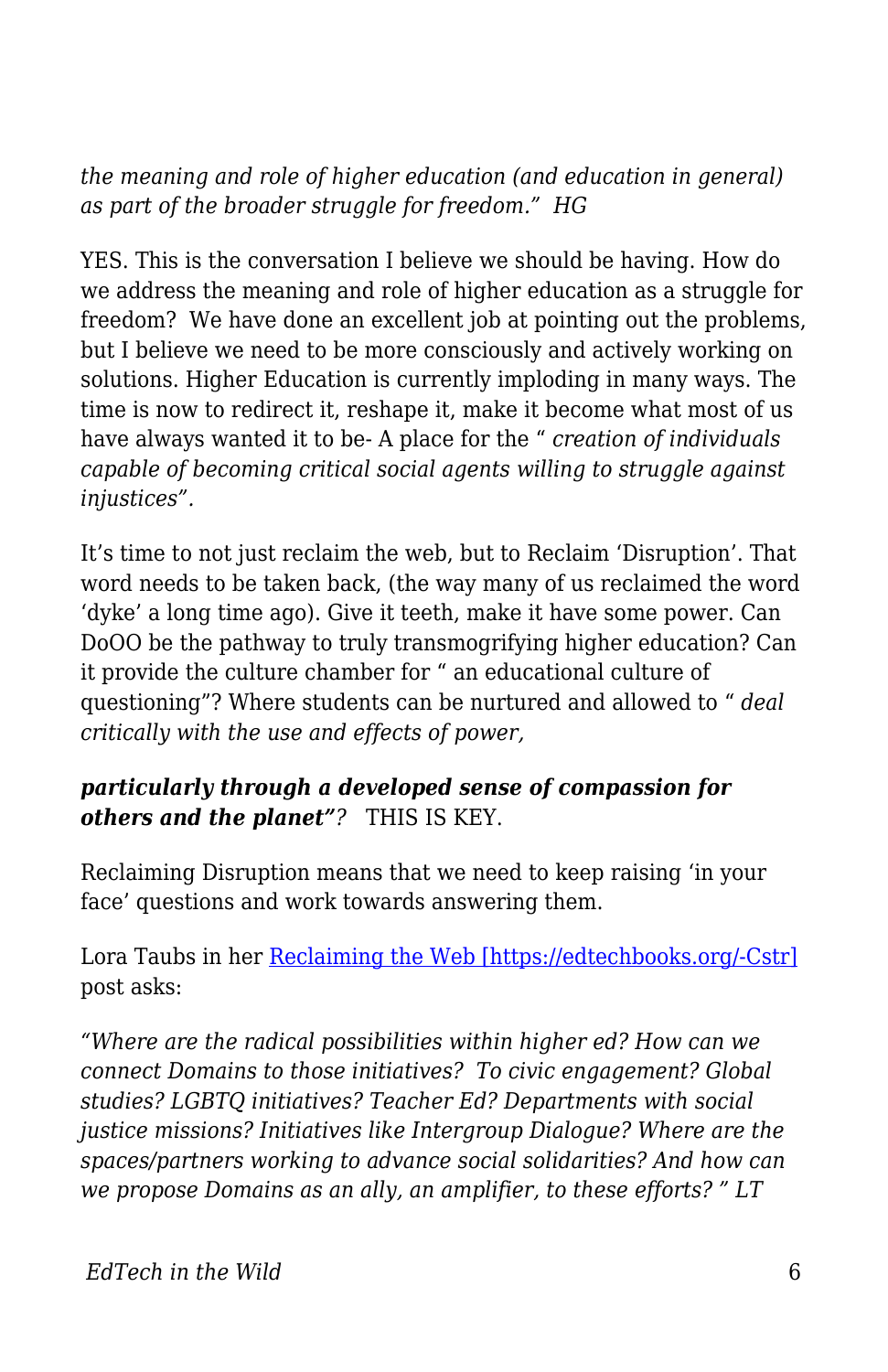*the meaning and role of higher education (and education in general) as part of the broader struggle for freedom." HG*

YES. This is the conversation I believe we should be having. How do we address the meaning and role of higher education as a struggle for freedom? We have done an excellent job at pointing out the problems, but I believe we need to be more consciously and actively working on solutions. Higher Education is currently imploding in many ways. The time is now to redirect it, reshape it, make it become what most of us have always wanted it to be- A place for the " *creation of individuals capable of becoming critical social agents willing to struggle against injustices".*

It's time to not just reclaim the web, but to Reclaim 'Disruption'. That word needs to be taken back, (the way many of us reclaimed the word 'dyke' a long time ago). Give it teeth, make it have some power. Can DoOO be the pathway to truly transmogrifying higher education? Can it provide the culture chamber for " an educational culture of questioning"? Where students can be nurtured and allowed to " *deal critically with the use and effects of power,*

***particularly through a developed sense of compassion for others and the planet"?*** THIS IS KEY.

Reclaiming Disruption means that we need to keep raising 'in your face' questions and work towards answering them.

Lora Taubs in her [Reclaiming the Web [https://edtechbooks.org/-Cstr]](https://edtechbooks.org/-Cstr) post asks:

*"Where are the radical possibilities within higher ed? How can we connect Domains to those initiatives? To civic engagement? Global studies? LGBTQ initiatives? Teacher Ed? Departments with social justice missions? Initiatives like Intergroup Dialogue? Where are the spaces/partners working to advance social solidarities? And how can we propose Domains as an ally, an amplifier, to these efforts? " LT*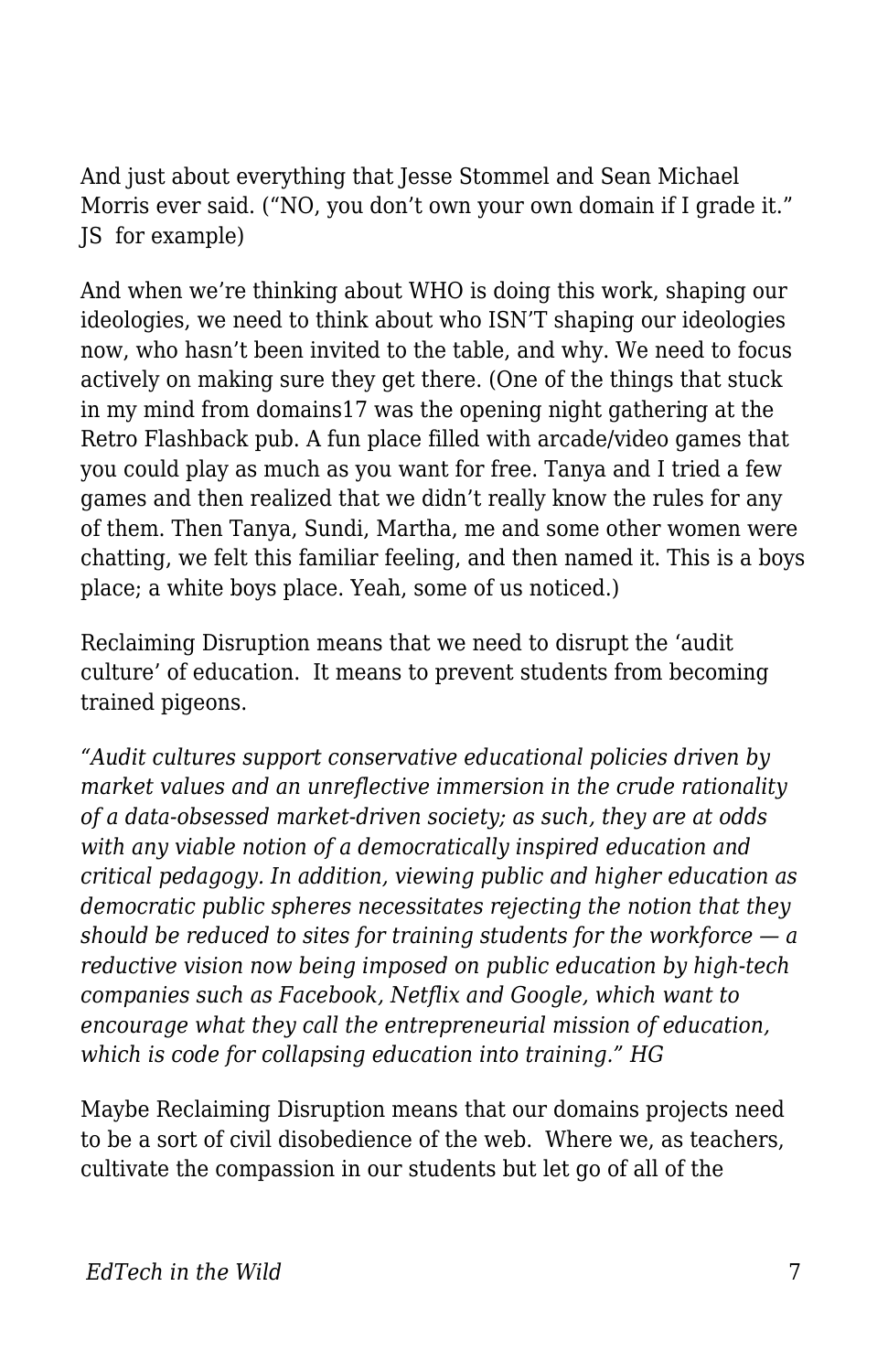And just about everything that Jesse Stommel and Sean Michael Morris ever said. ("NO, you don't own your own domain if I grade it." JS for example)

And when we're thinking about WHO is doing this work, shaping our ideologies, we need to think about who ISN'T shaping our ideologies now, who hasn't been invited to the table, and why. We need to focus actively on making sure they get there. (One of the things that stuck in my mind from domains17 was the opening night gathering at the Retro Flashback pub. A fun place filled with arcade/video games that you could play as much as you want for free. Tanya and I tried a few games and then realized that we didn't really know the rules for any of them. Then Tanya, Sundi, Martha, me and some other women were chatting, we felt this familiar feeling, and then named it. This is a boys place; a white boys place. Yeah, some of us noticed.)

Reclaiming Disruption means that we need to disrupt the 'audit culture' of education. It means to prevent students from becoming trained pigeons.

*"Audit cultures support conservative educational policies driven by market values and an unreflective immersion in the crude rationality of a data-obsessed market-driven society; as such, they are at odds with any viable notion of a democratically inspired education and critical pedagogy. In addition, viewing public and higher education as democratic public spheres necessitates rejecting the notion that they should be reduced to sites for training students for the workforce — a reductive vision now being imposed on public education by high-tech companies such as Facebook, Netflix and Google, which want to encourage what they call the entrepreneurial mission of education, which is code for collapsing education into training." HG*

Maybe Reclaiming Disruption means that our domains projects need to be a sort of civil disobedience of the web. Where we, as teachers, cultivate the compassion in our students but let go of all of the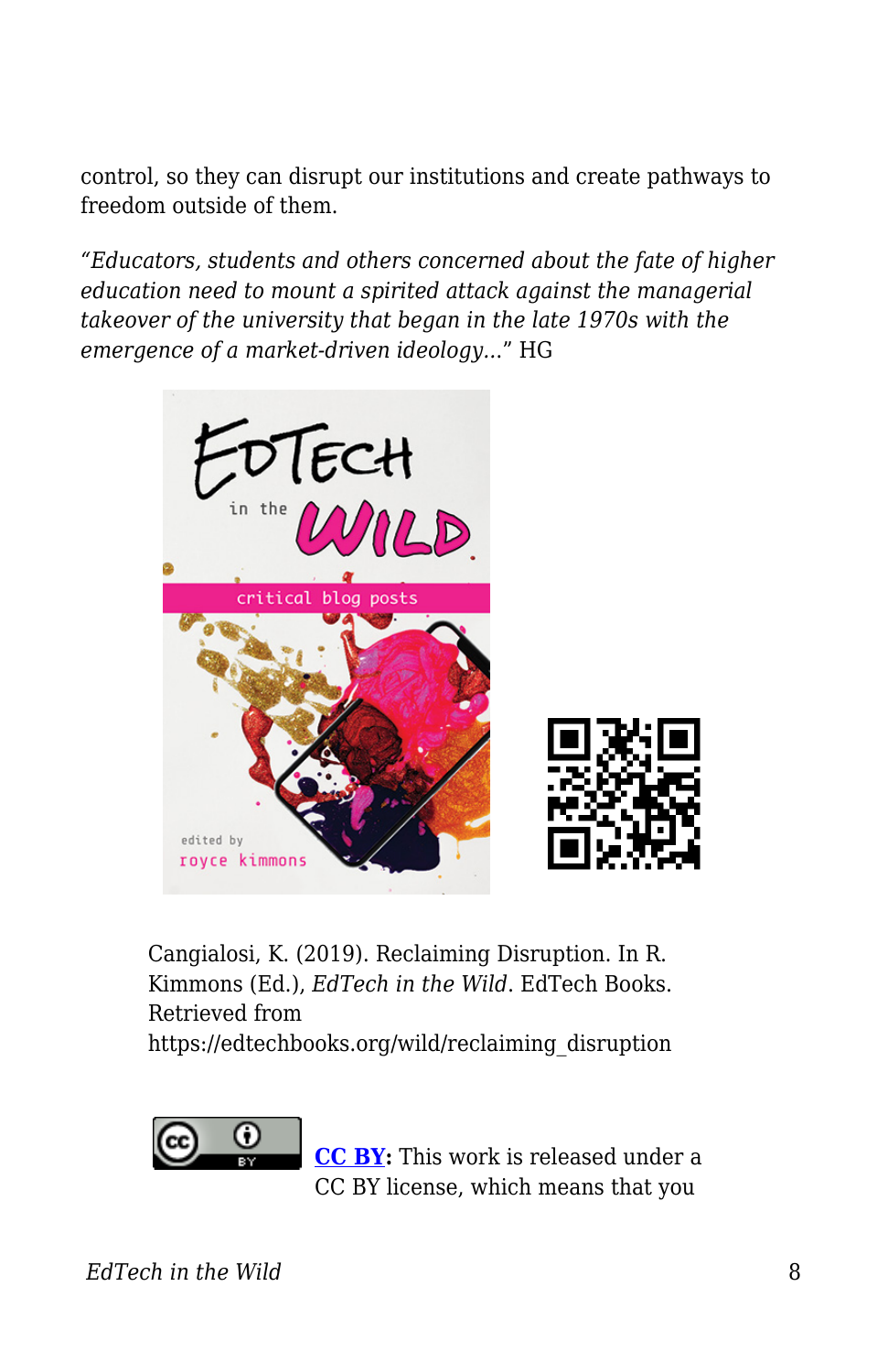control, so they can disrupt our institutions and create pathways to freedom outside of them.

*"Educators, students and others concerned about the fate of higher education need to mount a spirited attack against the managerial takeover of the university that began in the late 1970s with the emergence of a market-driven ideology..."* HG

Cangialosi, K. (2019). Reclaiming Disruption. In R. Kimmons (Ed.), *EdTech in the Wild*. EdTech Books. Retrieved from https://edtechbooks.org/wild/reclaiming_disruption

**CC BY:** This work is released under a CC BY license, which means that you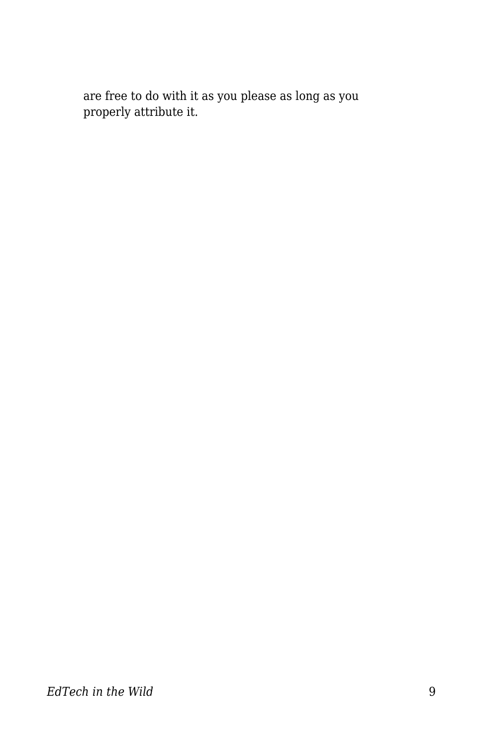are free to do with it as you please as long as you properly attribute it.